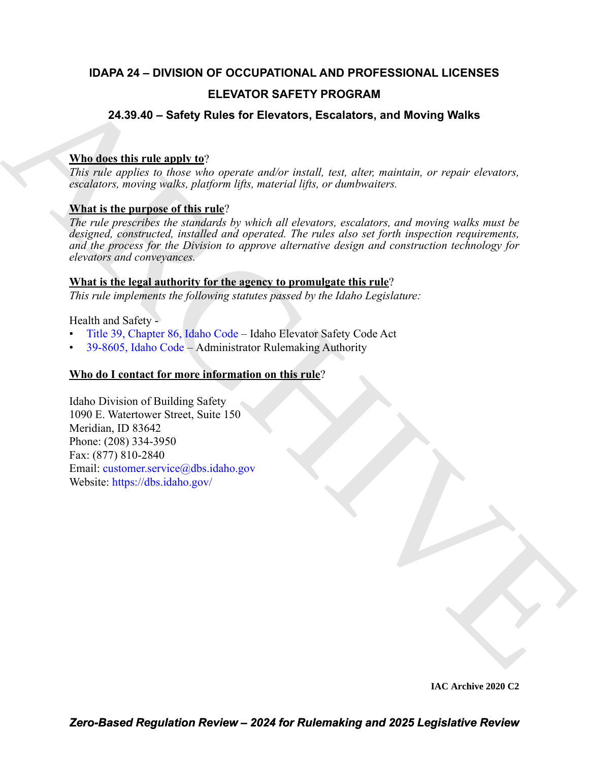# IDAPA 24 – DIVISION OF OCCUPATIONAL AND PROFESSIONAL LICENSES

## ELEVATOR SAFETY PROGRAM

## 24.39.40 – Safety Rules for Elevators, Escalators, and Moving Walks

**Who does this rule apply to**?

*This rule applies to those who operate and/or install, test, alter, maintain, or repair elevators, escalators, moving walks, platform lifts, material lifts, or dumbwaiters.*

**What is the purpose of this rule**?

*The rule prescribes the standards by which all elevators, escalators, and moving walks must be designed, constructed, installed and operated. The rules also set forth inspection requirements, and the process for the Division to approve alternative design and construction technology for elevators and conveyances.*

**What is the legal authority for the agency to promulgate this rule**?

*This rule implements the following statutes passed by the Idaho Legislature:*

Health and Safety -

- Title 39, Chapter 86, Idaho Code – Idaho Elevator Safety Code Act
- 39-8605, Idaho Code – Administrator Rulemaking Authority

**Who do I contact for more information on this rule**?

Idaho Division of Building Safety
1090 E. Watertower Street, Suite 150
Meridian, ID 83642
Phone: (208) 334-3950
Fax: (877) 810-2840
Email: customer.service@dbs.idaho.gov
Website: https://dbs.idaho.gov/

IAC Archive 2020 C2

*Zero-Based Regulation Review – 2024 for Rulemaking and 2025 Legislative Review*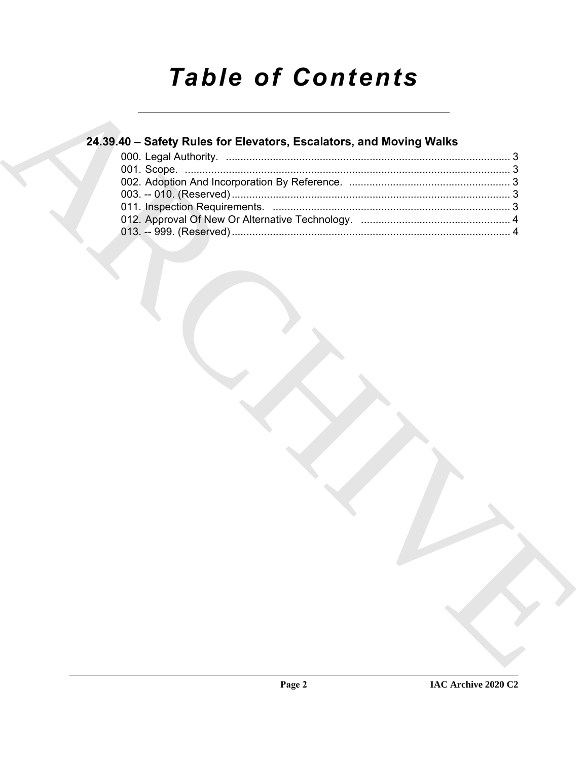# *Table of Contents*

## 24.39.40 – Safety Rules for Elevators, Escalators, and Moving Walks

000. Legal Authority. ........................................................................................ 3
001. Scope. ......................................................................................................... 3
002. Adoption And Incorporation By Reference. ............................................... 3
003. -- 010. (Reserved) ....................................................................................... 3
011. Inspection Requirements. ........................................................................... 3
012. Approval Of New Or Alternative Technology. ............................................ 4
013. -- 999. (Reserved) ....................................................................................... 4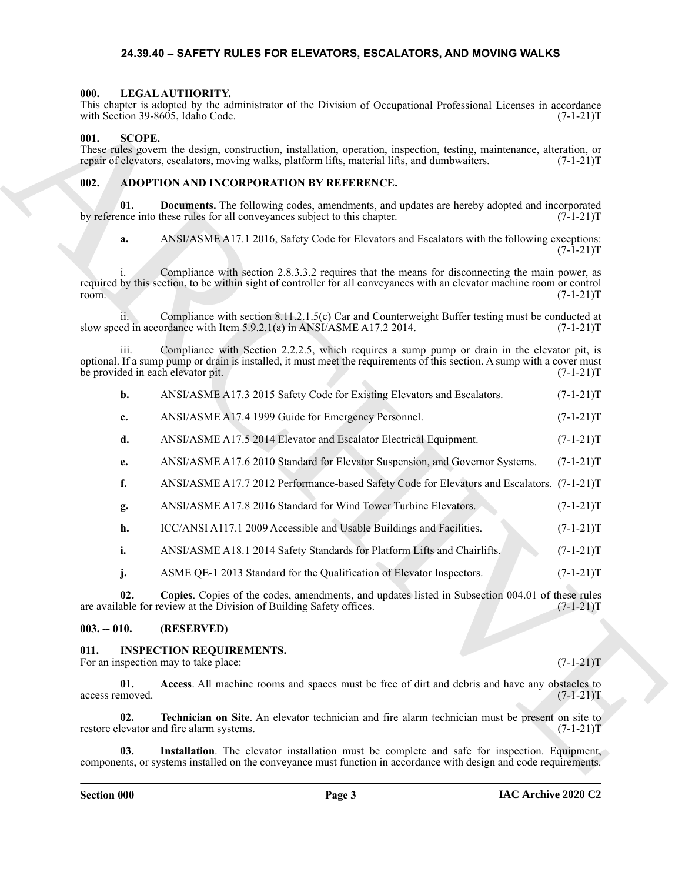# 24.39.40 – SAFETY RULES FOR ELEVATORS, ESCALATORS, AND MOVING WALKS

### 000. LEGAL AUTHORITY.

This chapter is adopted by the administrator of the Division of Occupational Professional Licenses in accordance with Section 39-8605, Idaho Code. (7-1-21)T

### 001. SCOPE.

These rules govern the design, construction, installation, operation, inspection, testing, maintenance, alteration, or repair of elevators, escalators, moving walks, platform lifts, material lifts, and dumbwaiters. (7-1-21)T

### 002. ADOPTION AND INCORPORATION BY REFERENCE.

**01. Documents.** The following codes, amendments, and updates are hereby adopted and incorporated by reference into these rules for all conveyances subject to this chapter. (7-1-21)T

**a.** ANSI/ASME A17.1 2016, Safety Code for Elevators and Escalators with the following exceptions: (7-1-21)T

i. Compliance with section 2.8.3.3.2 requires that the means for disconnecting the main power, as required by this section, to be within sight of controller for all conveyances with an elevator machine room or control room. (7-1-21)T

ii. Compliance with section 8.11.2.1.5(c) Car and Counterweight Buffer testing must be conducted at slow speed in accordance with Item 5.9.2.1(a) in ANSI/ASME A17.2 2014. (7-1-21)T

iii. Compliance with Section 2.2.2.5, which requires a sump pump or drain in the elevator pit, is optional. If a sump pump or drain is installed, it must meet the requirements of this section. A sump with a cover must be provided in each elevator pit. (7-1-21)T

**b.** ANSI/ASME A17.3 2015 Safety Code for Existing Elevators and Escalators. (7-1-21)T

**c.** ANSI/ASME A17.4 1999 Guide for Emergency Personnel. (7-1-21)T

**d.** ANSI/ASME A17.5 2014 Elevator and Escalator Electrical Equipment. (7-1-21)T

**e.** ANSI/ASME A17.6 2010 Standard for Elevator Suspension, and Governor Systems. (7-1-21)T

**f.** ANSI/ASME A17.7 2012 Performance-based Safety Code for Elevators and Escalators. (7-1-21)T

**g.** ANSI/ASME A17.8 2016 Standard for Wind Tower Turbine Elevators. (7-1-21)T

**h.** ICC/ANSI A117.1 2009 Accessible and Usable Buildings and Facilities. (7-1-21)T

**i.** ANSI/ASME A18.1 2014 Safety Standards for Platform Lifts and Chairlifts. (7-1-21)T

**j.** ASME QE-1 2013 Standard for the Qualification of Elevator Inspectors. (7-1-21)T

**02. Copies**. Copies of the codes, amendments, and updates listed in Subsection 004.01 of these rules are available for review at the Division of Building Safety offices. (7-1-21)T

### 003. -- 010. (RESERVED)

### 011. INSPECTION REQUIREMENTS.

For an inspection may to take place: (7-1-21)T

**01. Access**. All machine rooms and spaces must be free of dirt and debris and have any obstacles to access removed. (7-1-21)T

**02. Technician on Site**. An elevator technician and fire alarm technician must be present on site to restore elevator and fire alarm systems. (7-1-21)T

**03. Installation**. The elevator installation must be complete and safe for inspection. Equipment, components, or systems installed on the conveyance must function in accordance with design and code requirements.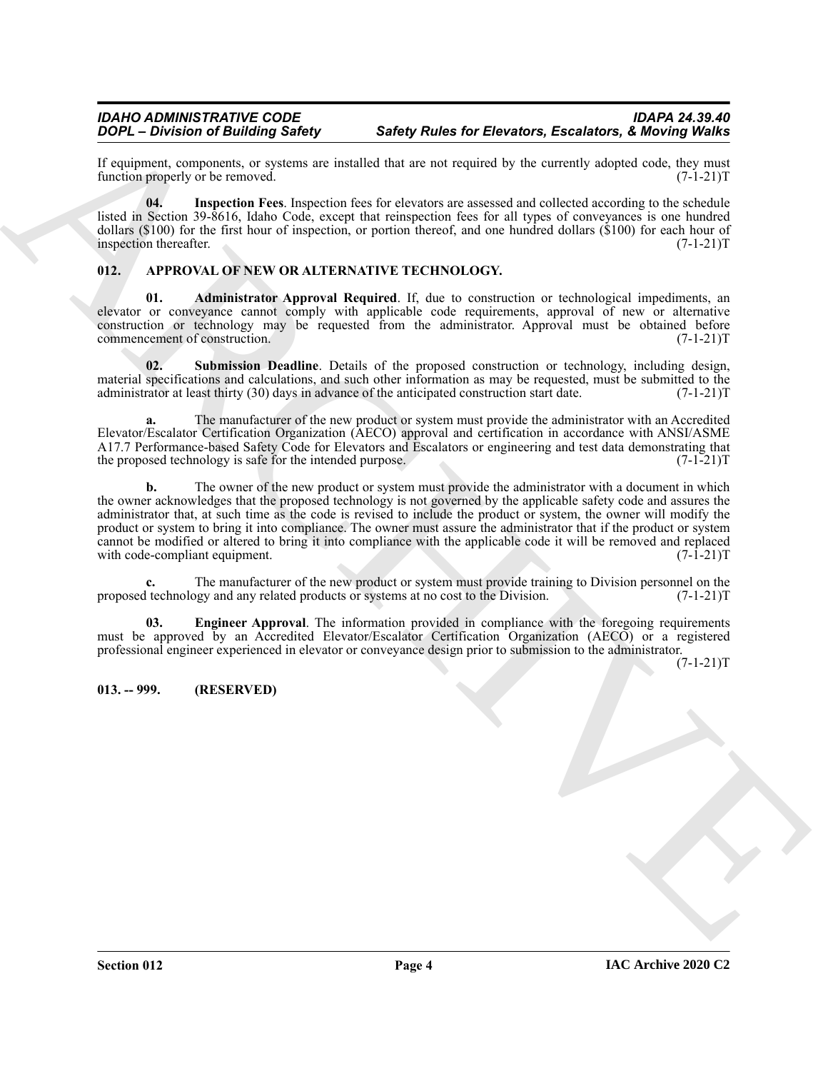If equipment, components, or systems are installed that are not required by the currently adopted code, they must function properly or be removed. (7-1-21)T

**04. Inspection Fees**. Inspection fees for elevators are assessed and collected according to the schedule listed in Section 39-8616, Idaho Code, except that reinspection fees for all types of conveyances is one hundred dollars ($100) for the first hour of inspection, or portion thereof, and one hundred dollars ($100) for each hour of inspection thereafter. (7-1-21)T

## 012. APPROVAL OF NEW OR ALTERNATIVE TECHNOLOGY.

**01. Administrator Approval Required**. If, due to construction or technological impediments, an elevator or conveyance cannot comply with applicable code requirements, approval of new or alternative construction or technology may be requested from the administrator. Approval must be obtained before commencement of construction. (7-1-21)T

**02. Submission Deadline**. Details of the proposed construction or technology, including design, material specifications and calculations, and such other information as may be requested, must be submitted to the administrator at least thirty (30) days in advance of the anticipated construction start date. (7-1-21)T

**a.** The manufacturer of the new product or system must provide the administrator with an Accredited Elevator/Escalator Certification Organization (AECO) approval and certification in accordance with ANSI/ASME A17.7 Performance-based Safety Code for Elevators and Escalators or engineering and test data demonstrating that the proposed technology is safe for the intended purpose. (7-1-21)T

**b.** The owner of the new product or system must provide the administrator with a document in which the owner acknowledges that the proposed technology is not governed by the applicable safety code and assures the administrator that, at such time as the code is revised to include the product or system, the owner will modify the product or system to bring it into compliance. The owner must assure the administrator that if the product or system cannot be modified or altered to bring it into compliance with the applicable code it will be removed and replaced with code-compliant equipment. (7-1-21)T

**c.** The manufacturer of the new product or system must provide training to Division personnel on the proposed technology and any related products or systems at no cost to the Division. (7-1-21)T

**03. Engineer Approval**. The information provided in compliance with the foregoing requirements must be approved by an Accredited Elevator/Escalator Certification Organization (AECO) or a registered professional engineer experienced in elevator or conveyance design prior to submission to the administrator. (7-1-21)T

## 013. -- 999. (RESERVED)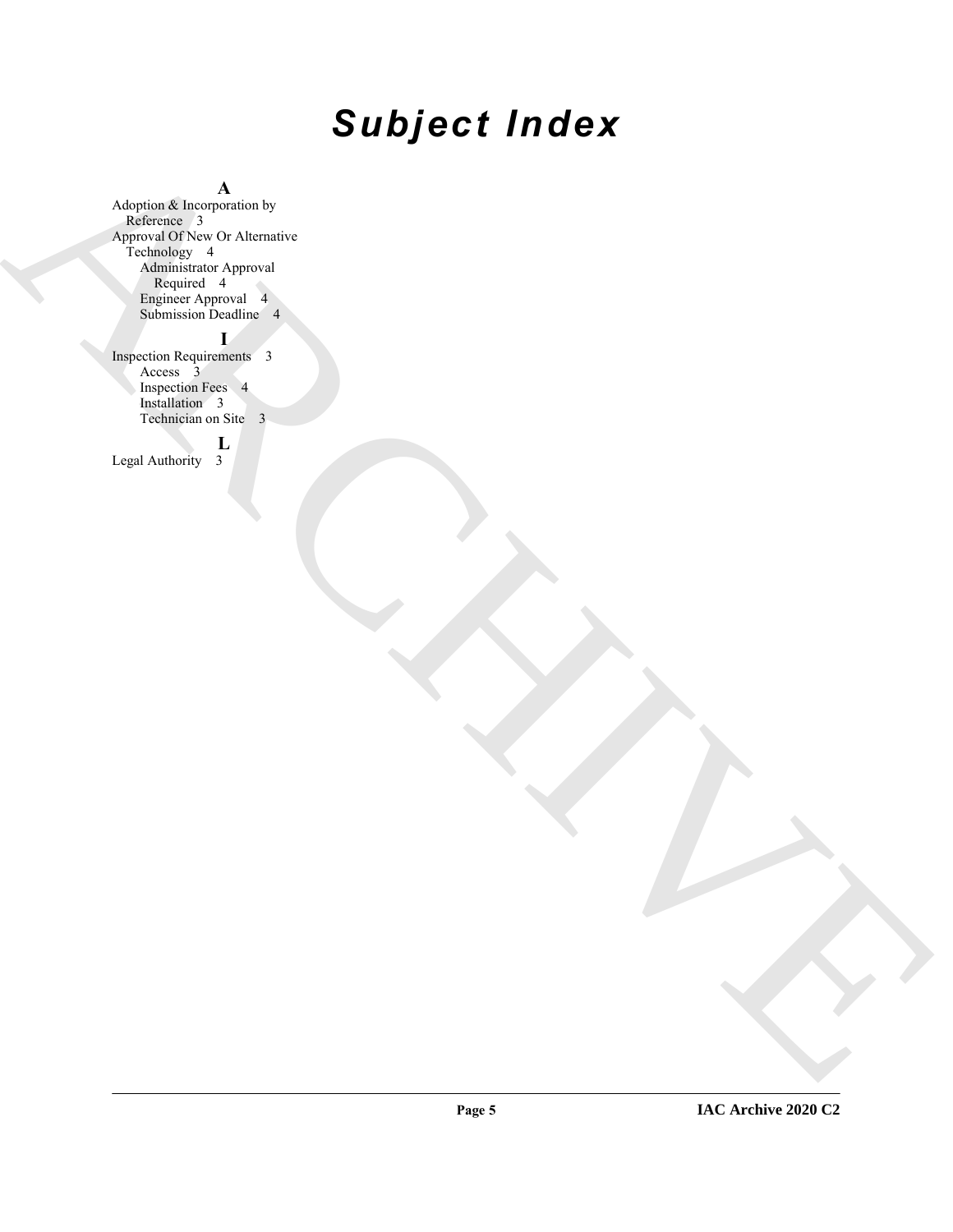# Subject Index

**A**

Adoption & Incorporation by Reference 3

Approval Of New Or Alternative Technology 4

- Administrator Approval Required 4
- Engineer Approval 4
- Submission Deadline 4

**I**

Inspection Requirements 3

- Access 3
- Inspection Fees 4
- Installation 3
- Technician on Site 3

**L**

Legal Authority 3